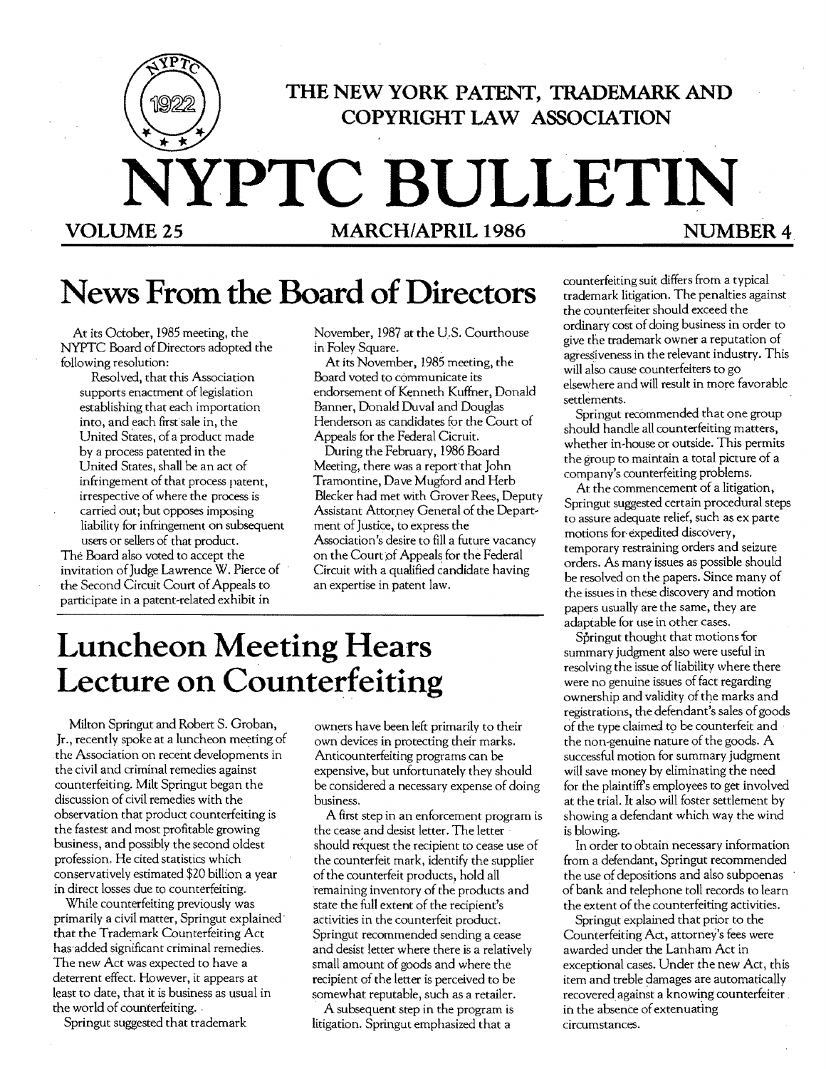THE NEW YORK PATENT, TRADEMARK AND COPYRIGHT LAW ASSOCIATION

# NYPTC BULLETIN

**VOLUME 25** **MARCH/APRIL 1986** **NUMBER 4**

## News From the Board of Directors

At its October, 1985 meeting, the NYPTC Board of Directors adopted the following resolution:

Resolved, that this Association supports enactment of legislation establishing that each importation into, and each first sale in, the United States, of a product made by a process patented in the United States, shall be an act of infringement of that process patent, irrespective of where the process is carried out; but opposes imposing liability for infringement on subsequent users or sellers of that product.

The Board also voted to accept the invitation of Judge Lawrence W. Pierce of the Second Circuit Court of Appeals to participate in a patent-related exhibit in November, 1987 at the U.S. Courthouse in Foley Square.

At its November, 1985 meeting, the Board voted to communicate its endorsement of Kenneth Kuffner, Donald Banner, Donald Duval and Douglas Henderson as candidates for the Court of Appeals for the Federal Cicruit.

During the February, 1986 Board Meeting, there was a report that John Tramontine, Dave Mugford and Herb Blecker had met with Grover Rees, Deputy Assistant Attorney General of the Department of Justice, to express the Association's desire to fill a future vacancy on the Court of Appeals for the Federal Circuit with a qualified candidate having an expertise in patent law.

## Luncheon Meeting Hears Lecture on Counterfeiting

Milton Springut and Robert S. Groban, Jr., recently spoke at a luncheon meeting of the Association on recent developments in the civil and criminal remedies against counterfeiting. Milt Springut began the discussion of civil remedies with the observation that product counterfeiting is the fastest and most profitable growing business, and possibly the second oldest profession. He cited statistics which conservatively estimated $20 billion a year in direct losses due to counterfeiting.

While counterfeiting previously was primarily a civil matter, Springut explained that the Trademark Counterfeiting Act has added significant criminal remedies. The new Act was expected to have a deterrent effect. However, it appears at least to date, that it is business as usual in the world of counterfeiting.

Springut suggested that trademark owners have been left primarily to their own devices in protecting their marks. Anticounterfeiting programs can be expensive, but unfortunately they should be considered a necessary expense of doing business.

A first step in an enforcement program is the cease and desist letter. The letter should request the recipient to cease use of the counterfeit mark, identify the supplier of the counterfeit products, hold all remaining inventory of the products and state the full extent of the recipient's activities in the counterfeit product. Springut recommended sending a cease and desist letter where there is a relatively small amount of goods and where the recipient of the letter is perceived to be somewhat reputable, such as a retailer.

A subsequent step in the program is litigation. Springut emphasized that a counterfeiting suit differs from a typical trademark litigation. The penalties against the counterfeiter should exceed the ordinary cost of doing business in order to give the trademark owner a reputation of agressiveness in the relevant industry. This will also cause counterfeiters to go elsewhere and will result in more favorable settlements.

Springut recommended that one group should handle all counterfeiting matters, whether in-house or outside. This permits the group to maintain a total picture of a company's counterfeiting problems.

At the commencement of a litigation, Springut suggested certain procedural steps to assure adequate relief, such as ex parte motions for expedited discovery, temporary restraining orders and seizure orders. As many issues as possible should be resolved on the papers. Since many of the issues in these discovery and motion papers usually are the same, they are adaptable for use in other cases.

Springut thought that motions for summary judgment also were useful in resolving the issue of liability where there were no genuine issues of fact regarding ownership and validity of the marks and registrations, the defendant's sales of goods of the type claimed to be counterfeit and the non-genuine nature of the goods. A successful motion for summary judgment will save money by eliminating the need for the plaintiff's employees to get involved at the trial. It also will foster settlement by showing a defendant which way the wind is blowing.

In order to obtain necessary information from a defendant, Springut recommended the use of depositions and also subpoenas of bank and telephone toll records to learn the extent of the counterfeiting activities.

Springut explained that prior to the Counterfeiting Act, attorney's fees were awarded under the Lanham Act in exceptional cases. Under the new Act, this item and treble damages are automatically recovered against a knowing counterfeiter in the absence of extenuating circumstances.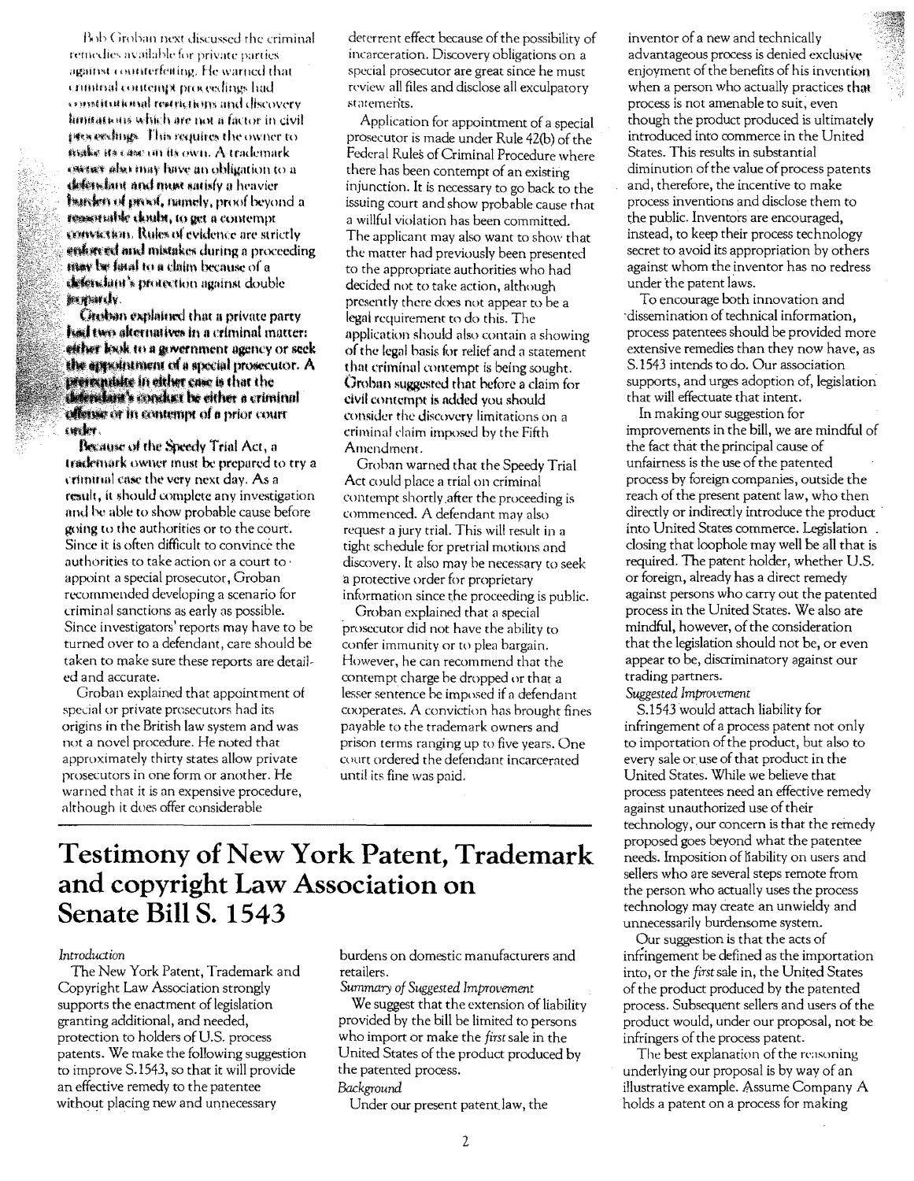Bob Groban next discussed the criminal remedies available for private parties against counterfeiting. He warned that criminal contempt proceedings had constitutional restrictions and discovery limitations which are not a factor in civil proceedings. This requires the owner to make its case on its own. A trademark owner also may have an obligation to a defendant and must satisfy a heavier burden of proof, namely, proof beyond a reasonable doubt, to get a contempt conviction. Rules of evidence are strictly enforced and mistakes during a proceeding may be fatal to a claim because of a defendant's protection against double jeopardy.

Groban explained that a private party had two alternatives in a criminal matter: either look to a government agency or seek the appointment of a special prosecutor. A prerequisite in either case is that the defendant's conduct be either a criminal offense or in contempt of a prior court order.

Because of the Speedy Trial Act, a trademark owner must be prepared to try a criminal case the very next day. As a result, it should complete any investigation and be able to show probable cause before going to the authorities or to the court. Since it is often difficult to convince the authorities to take action or a court to appoint a special prosecutor, Groban recommended developing a scenario for criminal sanctions as early as possible. Since investigators' reports may have to be turned over to a defendant, care should be taken to make sure these reports are detailed and accurate.

Groban explained that appointment of special or private prosecutors had its origins in the British law system and was not a novel procedure. He noted that approximately thirty states allow private prosecutors in one form or another. He warned that it is an expensive procedure, although it does offer considerable deterrent effect because of the possibility of incarceration. Discovery obligations on a special prosecutor are great since he must review all files and disclose all exculpatory statements.

Application for appointment of a special prosecutor is made under Rule 42(b) of the Federal Rules of Criminal Procedure where there has been contempt of an existing injunction. It is necessary to go back to the issuing court and show probable cause that a willful violation has been committed. The applicant may also want to show that the matter had previously been presented to the appropriate authorities who had decided not to take action, although presently there does not appear to be a legal requirement to do this. The application should also contain a showing of the legal basis for relief and a statement that criminal contempt is being sought. Groban suggested that before a claim for civil contempt is added you should consider the discovery limitations on a criminal claim imposed by the Fifth Amendment.

Groban warned that the Speedy Trial Act could place a trial on criminal contempt shortly after the proceeding is commenced. A defendant may also request a jury trial. This will result in a tight schedule for pretrial motions and discovery. It also may be necessary to seek a protective order for proprietary information since the proceeding is public.

Groban explained that a special prosecutor did not have the ability to confer immunity or to plea bargain. However, he can recommend that the contempt charge be dropped or that a lesser sentence be imposed if a defendant cooperates. A conviction has brought fines payable to the trademark owners and prison terms ranging up to five years. One court ordered the defendant incarcerated until its fine was paid.

# Testimony of New York Patent, Trademark and copyright Law Association on Senate Bill S. 1543

*Introduction*

The New York Patent, Trademark and Copyright Law Association strongly supports the enactment of legislation granting additional, and needed, protection to holders of U.S. process patents. We make the following suggestion to improve S.1543, so that it will provide an effective remedy to the patentee without placing new and unnecessary burdens on domestic manufacturers and retailers.

*Summary of Suggested Improvement*

We suggest that the extension of liability provided by the bill be limited to persons who import or make the *first* sale in the United States of the product produced by the patented process.

*Background*

Under our present patent law, the inventor of a new and technically advantageous process is denied exclusive enjoyment of the benefits of his invention when a person who actually practices that process is not amenable to suit, even though the product produced is ultimately introduced into commerce in the United States. This results in substantial diminution of the value of process patents and, therefore, the incentive to make process inventions and disclose them to the public. Inventors are encouraged, instead, to keep their process technology secret to avoid its appropriation by others against whom the inventor has no redress under the patent laws.

To encourage both innovation and dissemination of technical information, process patentees should be provided more extensive remedies than they now have, as S.1543 intends to do. Our association supports, and urges adoption of, legislation that will effectuate that intent.

In making our suggestion for improvements in the bill, we are mindful of the fact that the principal cause of unfairness is the use of the patented process by foreign companies, outside the reach of the present patent law, who then directly or indirectly introduce the product into United States commerce. Legislation closing that loophole may well be all that is required. The patent holder, whether U.S. or foreign, already has a direct remedy against persons who carry out the patented process in the United States. We also are mindful, however, of the consideration that the legislation should not be, or even appear to be, discriminatory against our trading partners.

*Suggested Improvement*

S.1543 would attach liability for infringement of a process patent not only to importation of the product, but also to every sale or use of that product in the United States. While we believe that process patentees need an effective remedy against unauthorized use of their technology, our concern is that the remedy proposed goes beyond what the patentee needs. Imposition of liability on users and sellers who are several steps remote from the person who actually uses the process technology may create an unwieldy and unnecessarily burdensome system.

Our suggestion is that the acts of infringement be defined as the importation into, or the *first* sale in, the United States of the product produced by the patented process. Subsequent sellers and users of the product would, under our proposal, not be infringers of the process patent.

The best explanation of the reasoning underlying our proposal is by way of an illustrative example. Assume Company A holds a patent on a process for making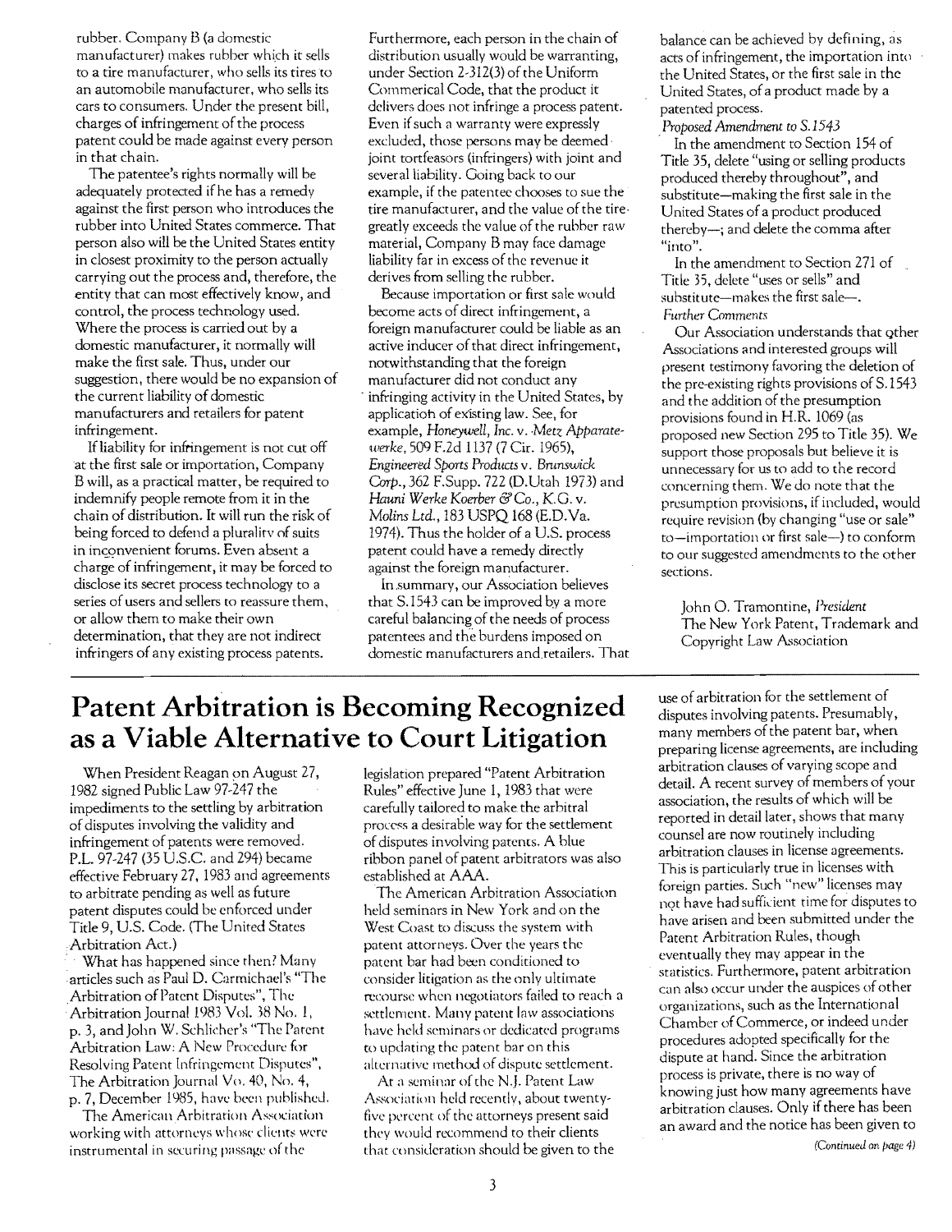rubber. Company B (a domestic manufacturer) makes rubber which it sells to a tire manufacturer, who sells its tires to an automobile manufacturer, who sells its cars to consumers. Under the present bill, charges of infringement of the process patent could be made against every person in that chain.

The patentee's rights normally will be adequately protected if he has a remedy against the first person who introduces the rubber into United States commerce. That person also will be the United States entity in closest proximity to the person actually carrying out the process and, therefore, the entity that can most effectively know, and control, the process technology used. Where the process is carried out by a domestic manufacturer, it normally will make the first sale. Thus, under our suggestion, there would be no expansion of the current liability of domestic manufacturers and retailers for patent infringement.

If liability for infringement is not cut off at the first sale or importation, Company B will, as a practical matter, be required to indemnify people remote from it in the chain of distribution. It will run the risk of being forced to defend a plurality of suits in inconvenient forums. Even absent a charge of infringement, it may be forced to disclose its secret process technology to a series of users and sellers to reassure them, or allow them to make their own determination, that they are not indirect infringers of any existing process patents.

Furthermore, each person in the chain of distribution usually would be warranting, under Section 2-312(3) of the Uniform Commerical Code, that the product it delivers does not infringe a process patent. Even if such a warranty were expressly excluded, those persons may be deemed joint tortfeasors (infringers) with joint and several liability. Going back to our example, if the patentee chooses to sue the tire manufacturer, and the value of the tire greatly exceeds the value of the rubber raw material, Company B may face damage liability far in excess of the revenue it derives from selling the rubber.

Because importation or first sale would become acts of direct infringement, a foreign manufacturer could be liable as an active inducer of that direct infringement, notwithstanding that the foreign manufacturer did not conduct any infringing activity in the United States, by application of existing law. See, for example, *Honeywell, Inc.* v. *Metz Apparatewerke*, 509 F.2d 1137 (7 Cir. 1965), *Engineered Sports Products* v. *Brunswick Corp.*, 362 F.Supp. 722 (D.Utah 1973) and *Hauni Werke Koerber & Co., K.G.* v. *Molins Ltd.*, 183 USPQ 168 (E.D.Va. 1974). Thus the holder of a U.S. process patent could have a remedy directly against the foreign manufacturer.

In summary, our Association believes that S.1543 can be improved by a more careful balancing of the needs of process patentees and the burdens imposed on domestic manufacturers and retailers. That balance can be achieved by defining, as acts of infringement, the importation into the United States, or the first sale in the United States, of a product made by a patented process.

*Proposed Amendment to S.1543*

In the amendment to Section 154 of Title 35, delete "using or selling products produced thereby throughout", and substitute—making the first sale in the United States of a product produced thereby—; and delete the comma after "into".

In the amendment to Section 271 of Title 35, delete "uses or sells" and substitute—makes the first sale—.

*Further Comments*

Our Association understands that other Associations and interested groups will present testimony favoring the deletion of the pre-existing rights provisions of S.1543 and the addition of the presumption provisions found in H.R. 1069 (as proposed new Section 295 to Title 35). We support those proposals but believe it is unnecessary for us to add to the record concerning them. We do note that the presumption provisions, if included, would require revision (by changing "use or sale" to—importation or first sale—) to conform to our suggested amendments to the other sections.

John O. Tramontine, *President*
The New York Patent, Trademark and Copyright Law Association

# Patent Arbitration is Becoming Recognized as a Viable Alternative to Court Litigation

When President Reagan on August 27, 1982 signed Public Law 97-247 the impediments to the settling by arbitration of disputes involving the validity and infringement of patents were removed. P.L. 97-247 (35 U.S.C. and 294) became effective February 27, 1983 and agreements to arbitrate pending as well as future patent disputes could be enforced under Title 9, U.S. Code. (The United States Arbitration Act.)

What has happened since then? Many articles such as Paul D. Carmichael's "The Arbitration of Patent Disputes", The Arbitration Journal 1983 Vol. 38 No. 1, p. 3, and John W. Schlicher's "The Patent Arbitration Law: A New Procedure for Resolving Patent Infringement Disputes", The Arbitration Journal Vo. 40, No. 4, p. 7, December 1985, have been published.

The American Arbitration Association working with attorneys whose clients were instrumental in securing passage of the legislation prepared "Patent Arbitration Rules" effective June 1, 1983 that were carefully tailored to make the arbitral process a desirable way for the settlement of disputes involving patents. A blue ribbon panel of patent arbitrators was also established at AAA.

The American Arbitration Association held seminars in New York and on the West Coast to discuss the system with patent attorneys. Over the years the patent bar had been conditioned to consider litigation as the only ultimate recourse when negotiators failed to reach a settlement. Many patent law associations have held seminars or dedicated programs to updating the patent bar on this alternative method of dispute settlement.

At a seminar of the N.J. Patent Law Association held recently, about twenty-five percent of the attorneys present said they would recommend to their clients that consideration should be given to the use of arbitration for the settlement of disputes involving patents. Presumably, many members of the patent bar, when preparing license agreements, are including arbitration clauses of varying scope and detail. A recent survey of members of your association, the results of which will be reported in detail later, shows that many counsel are now routinely including arbitration clauses in license agreements. This is particularly true in licenses with foreign parties. Such "new" licenses may not have had sufficient time for disputes to have arisen and been submitted under the Patent Arbitration Rules, though eventually they may appear in the statistics. Furthermore, patent arbitration can also occur under the auspices of other organizations, such as the International Chamber of Commerce, or indeed under procedures adopted specifically for the dispute at hand. Since the arbitration process is private, there is no way of knowing just how many agreements have arbitration clauses. Only if there has been an award and the notice has been given to

*(Continued on page 4)*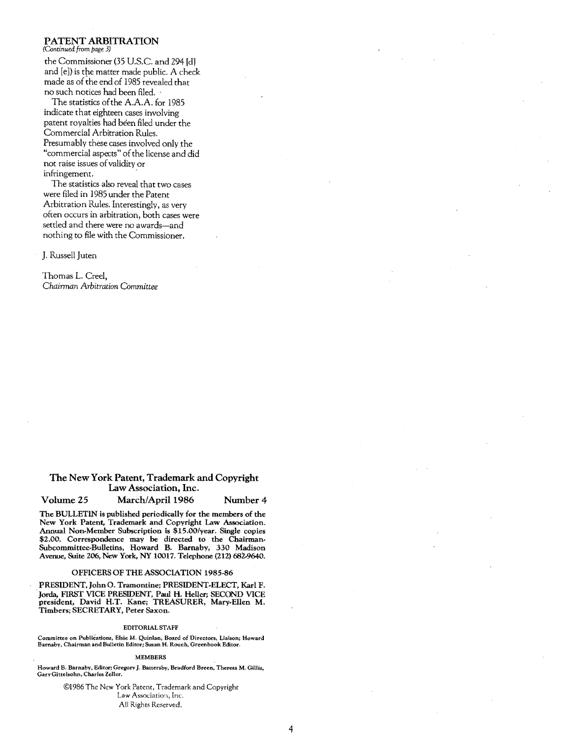## PATENT ARBITRATION

*(Continued from page 3)*

the Commissioner (35 U.S.C. and 294 [d] and [e]) is the matter made public. A check made as of the end of 1985 revealed that no such notices had been filed.

The statistics of the A.A.A. for 1985 indicate that eighteen cases involving patent royalties had been filed under the Commercial Arbitration Rules. Presumably these cases involved only the "commercial aspects" of the license and did not raise issues of validity or infringement.

The statistics also reveal that two cases were filed in 1985 under the Patent Arbitration Rules. Interestingly, as very often occurs in arbitration, both cases were settled and there were no awards—and nothing to file with the Commissioner.

J. Russell Juten

Thomas L. Creel,
*Chairman Arbitration Committee*

## The New York Patent, Trademark and Copyright Law Association, Inc.

**Volume 25 — March/April 1986 — Number 4**

**The BULLETIN is published periodically for the members of the New York Patent, Trademark and Copyright Law Association. Annual Non-Member Subscription is $15.00/year. Single copies $2.00. Correspondence may be directed to the Chairman-Subcommittee-Bulletins, Howard B. Barnaby, 330 Madison Avenue, Suite 206, New York, NY 10017. Telephone (212) 682-9640.**

### OFFICERS OF THE ASSOCIATION 1985-86

**PRESIDENT, John O. Tramontine; PRESIDENT-ELECT, Karl F. Jorda, FIRST VICE PRESIDENT, Paul H. Heller; SECOND VICE president, David H.T. Kane; TREASURER, Mary-Ellen M. Timbers; SECRETARY, Peter Saxon.**

#### EDITORIAL STAFF

**Committee on Publications, Elsie M. Quinlan, Board of Directors, Liaison; Howard Barnaby, Chairman and Bulletin Editor; Susan H. Rouch, Greenbook Editor.**

#### MEMBERS

**Howard B. Barnaby, Editor; Gregory J. Battersby, Bradford Breen, Theresa M. Gillis, Gary Gittelsohn, Charles Zeller.**

©1986 The New York Patent, Trademark and Copyright Law Association, Inc.
All Rights Reserved.